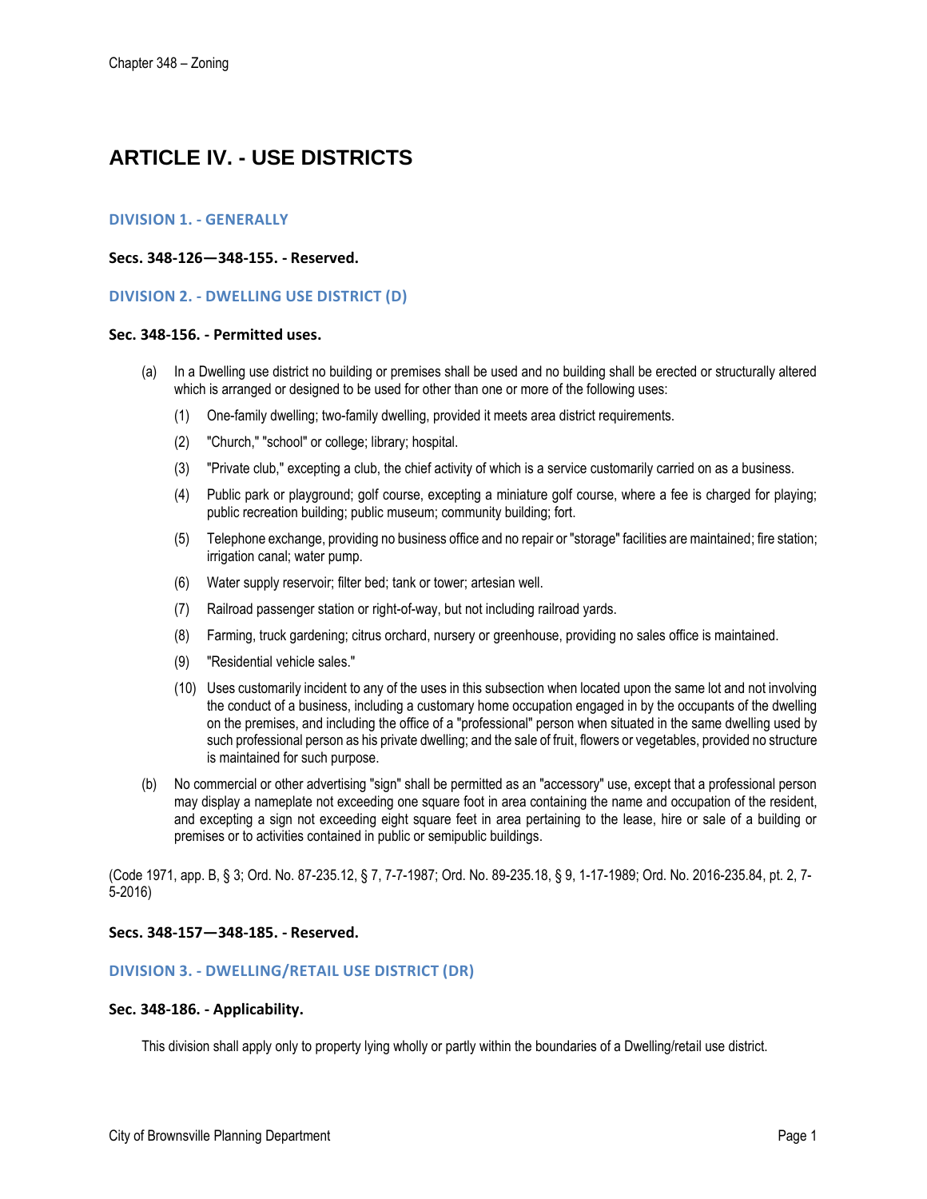# ARTICLE IV. - USE DISTRICTS

## DIVISION 1. - GENERALLY

### Secs. 348-126—348-155. - Reserved.

## DIVISION 2. - DWELLING USE DISTRICT (D)

### Sec. 348-156. - Permitted uses.

(a) In a Dwelling use district no building or premises shall be used and no building shall be erected or structurally altered which is arranged or designed to be used for other than one or more of the following uses:

(1) One-family dwelling; two-family dwelling, provided it meets area district requirements.

(2) "Church," "school" or college; library; hospital.

(3) "Private club," excepting a club, the chief activity of which is a service customarily carried on as a business.

(4) Public park or playground; golf course, excepting a miniature golf course, where a fee is charged for playing; public recreation building; public museum; community building; fort.

(5) Telephone exchange, providing no business office and no repair or "storage" facilities are maintained; fire station; irrigation canal; water pump.

(6) Water supply reservoir; filter bed; tank or tower; artesian well.

(7) Railroad passenger station or right-of-way, but not including railroad yards.

(8) Farming, truck gardening; citrus orchard, nursery or greenhouse, providing no sales office is maintained.

(9) "Residential vehicle sales."

(10) Uses customarily incident to any of the uses in this subsection when located upon the same lot and not involving the conduct of a business, including a customary home occupation engaged in by the occupants of the dwelling on the premises, and including the office of a "professional" person when situated in the same dwelling used by such professional person as his private dwelling; and the sale of fruit, flowers or vegetables, provided no structure is maintained for such purpose.

(b) No commercial or other advertising "sign" shall be permitted as an "accessory" use, except that a professional person may display a nameplate not exceeding one square foot in area containing the name and occupation of the resident, and excepting a sign not exceeding eight square feet in area pertaining to the lease, hire or sale of a building or premises or to activities contained in public or semipublic buildings.

(Code 1971, app. B, § 3; Ord. No. 87-235.12, § 7, 7-7-1987; Ord. No. 89-235.18, § 9, 1-17-1989; Ord. No. 2016-235.84, pt. 2, 7-5-2016)

### Secs. 348-157—348-185. - Reserved.

## DIVISION 3. - DWELLING/RETAIL USE DISTRICT (DR)

### Sec. 348-186. - Applicability.

This division shall apply only to property lying wholly or partly within the boundaries of a Dwelling/retail use district.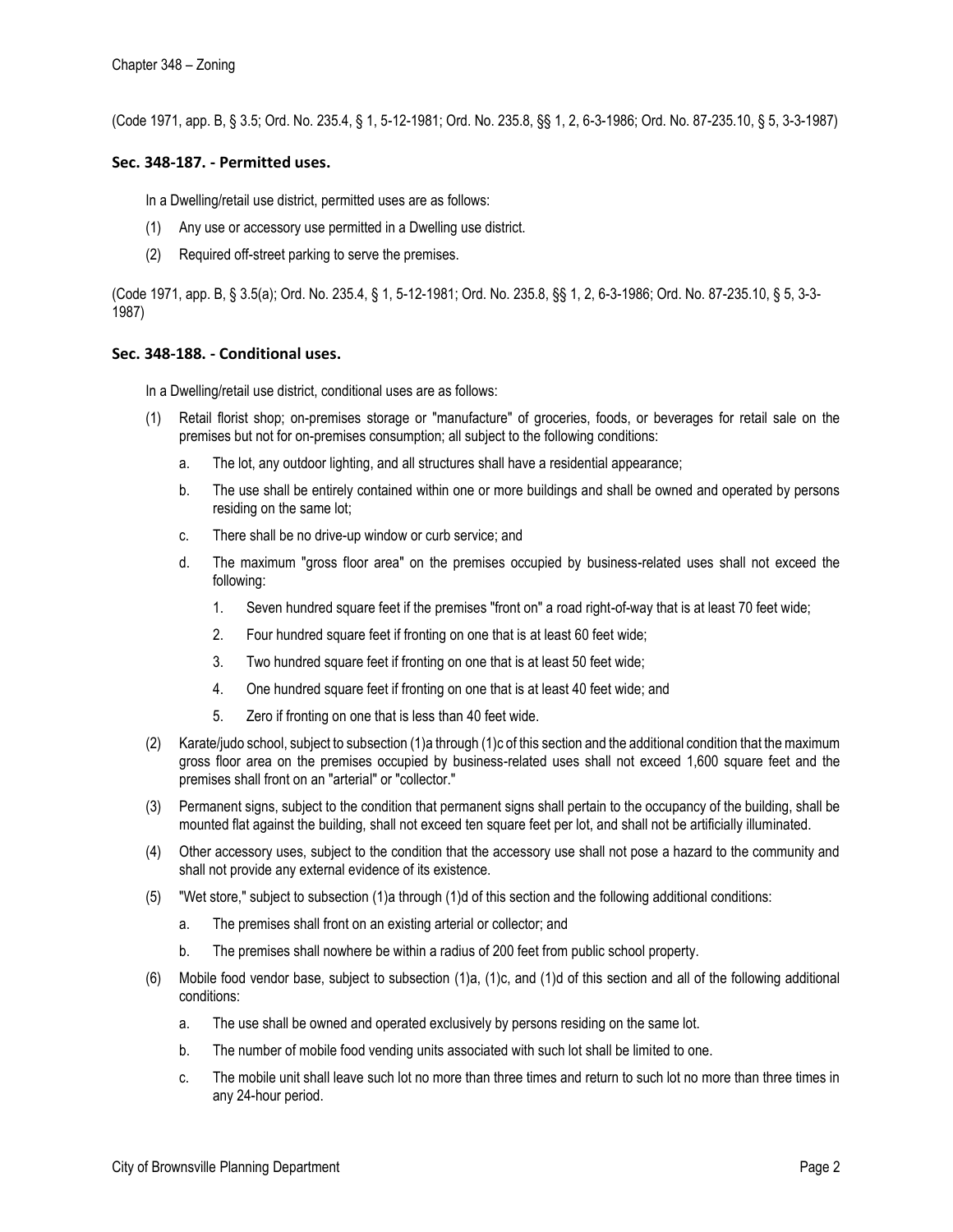(Code 1971, app. B, § 3.5; Ord. No. 235.4, § 1, 5-12-1981; Ord. No. 235.8, §§ 1, 2, 6-3-1986; Ord. No. 87-235.10, § 5, 3-3-1987)

### Sec. 348-187. - Permitted uses.

In a Dwelling/retail use district, permitted uses are as follows:

(1) Any use or accessory use permitted in a Dwelling use district.

(2) Required off-street parking to serve the premises.

(Code 1971, app. B, § 3.5(a); Ord. No. 235.4, § 1, 5-12-1981; Ord. No. 235.8, §§ 1, 2, 6-3-1986; Ord. No. 87-235.10, § 5, 3-3-1987)

### Sec. 348-188. - Conditional uses.

In a Dwelling/retail use district, conditional uses are as follows:

(1) Retail florist shop; on-premises storage or "manufacture" of groceries, foods, or beverages for retail sale on the premises but not for on-premises consumption; all subject to the following conditions:

   a. The lot, any outdoor lighting, and all structures shall have a residential appearance;

   b. The use shall be entirely contained within one or more buildings and shall be owned and operated by persons residing on the same lot;

   c. There shall be no drive-up window or curb service; and

   d. The maximum "gross floor area" on the premises occupied by business-related uses shall not exceed the following:

      1. Seven hundred square feet if the premises "front on" a road right-of-way that is at least 70 feet wide;

      2. Four hundred square feet if fronting on one that is at least 60 feet wide;

      3. Two hundred square feet if fronting on one that is at least 50 feet wide;

      4. One hundred square feet if fronting on one that is at least 40 feet wide; and

      5. Zero if fronting on one that is less than 40 feet wide.

(2) Karate/judo school, subject to subsection (1)a through (1)c of this section and the additional condition that the maximum gross floor area on the premises occupied by business-related uses shall not exceed 1,600 square feet and the premises shall front on an "arterial" or "collector."

(3) Permanent signs, subject to the condition that permanent signs shall pertain to the occupancy of the building, shall be mounted flat against the building, shall not exceed ten square feet per lot, and shall not be artificially illuminated.

(4) Other accessory uses, subject to the condition that the accessory use shall not pose a hazard to the community and shall not provide any external evidence of its existence.

(5) "Wet store," subject to subsection (1)a through (1)d of this section and the following additional conditions:

   a. The premises shall front on an existing arterial or collector; and

   b. The premises shall nowhere be within a radius of 200 feet from public school property.

(6) Mobile food vendor base, subject to subsection (1)a, (1)c, and (1)d of this section and all of the following additional conditions:

   a. The use shall be owned and operated exclusively by persons residing on the same lot.

   b. The number of mobile food vending units associated with such lot shall be limited to one.

   c. The mobile unit shall leave such lot no more than three times and return to such lot no more than three times in any 24-hour period.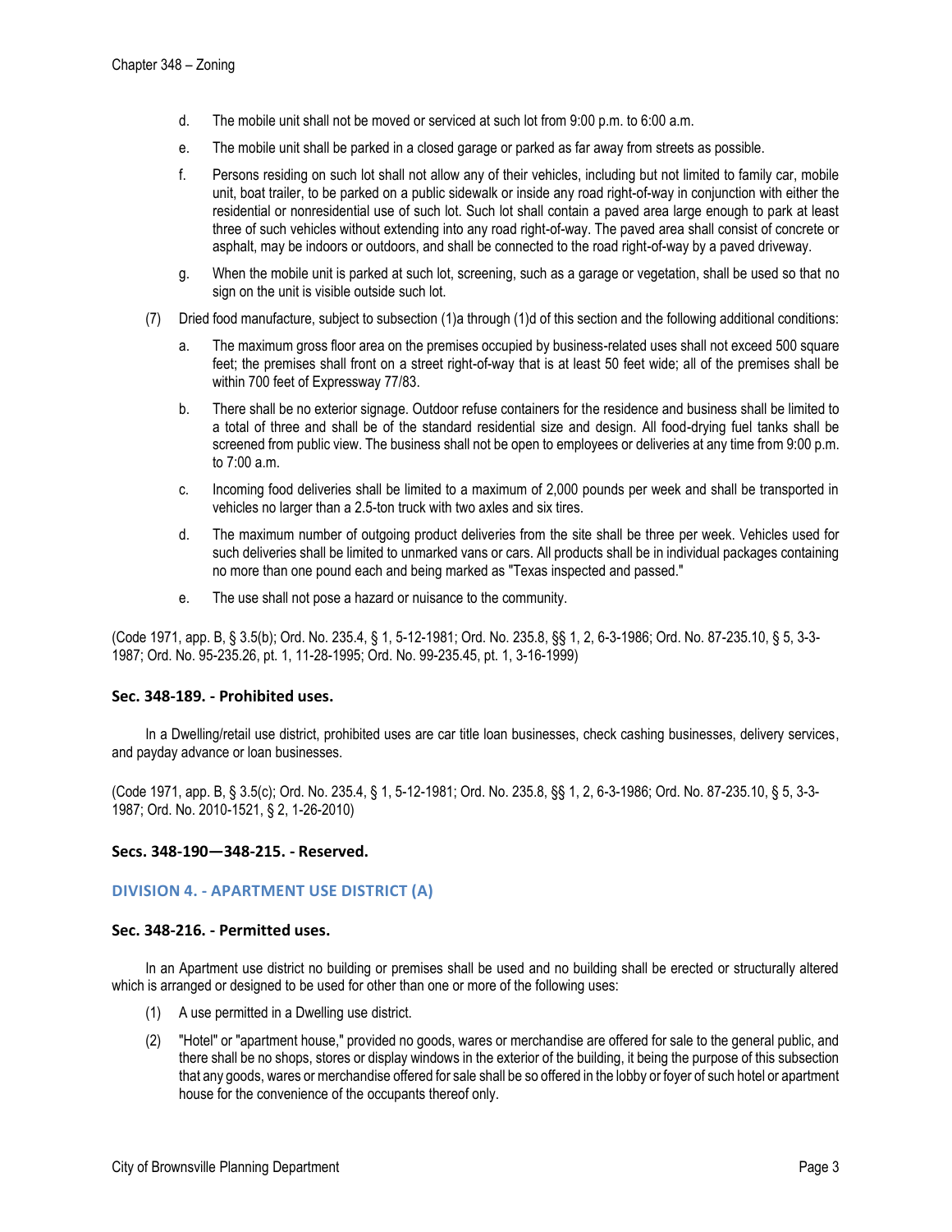d. The mobile unit shall not be moved or serviced at such lot from 9:00 p.m. to 6:00 a.m.

e. The mobile unit shall be parked in a closed garage or parked as far away from streets as possible.

f. Persons residing on such lot shall not allow any of their vehicles, including but not limited to family car, mobile unit, boat trailer, to be parked on a public sidewalk or inside any road right-of-way in conjunction with either the residential or nonresidential use of such lot. Such lot shall contain a paved area large enough to park at least three of such vehicles without extending into any road right-of-way. The paved area shall consist of concrete or asphalt, may be indoors or outdoors, and shall be connected to the road right-of-way by a paved driveway.

g. When the mobile unit is parked at such lot, screening, such as a garage or vegetation, shall be used so that no sign on the unit is visible outside such lot.

(7) Dried food manufacture, subject to subsection (1)a through (1)d of this section and the following additional conditions:

a. The maximum gross floor area on the premises occupied by business-related uses shall not exceed 500 square feet; the premises shall front on a street right-of-way that is at least 50 feet wide; all of the premises shall be within 700 feet of Expressway 77/83.

b. There shall be no exterior signage. Outdoor refuse containers for the residence and business shall be limited to a total of three and shall be of the standard residential size and design. All food-drying fuel tanks shall be screened from public view. The business shall not be open to employees or deliveries at any time from 9:00 p.m. to 7:00 a.m.

c. Incoming food deliveries shall be limited to a maximum of 2,000 pounds per week and shall be transported in vehicles no larger than a 2.5-ton truck with two axles and six tires.

d. The maximum number of outgoing product deliveries from the site shall be three per week. Vehicles used for such deliveries shall be limited to unmarked vans or cars. All products shall be in individual packages containing no more than one pound each and being marked as "Texas inspected and passed."

e. The use shall not pose a hazard or nuisance to the community.

(Code 1971, app. B, § 3.5(b); Ord. No. 235.4, § 1, 5-12-1981; Ord. No. 235.8, §§ 1, 2, 6-3-1986; Ord. No. 87-235.10, § 5, 3-3-1987; Ord. No. 95-235.26, pt. 1, 11-28-1995; Ord. No. 99-235.45, pt. 1, 3-16-1999)

### Sec. 348-189. - Prohibited uses.

In a Dwelling/retail use district, prohibited uses are car title loan businesses, check cashing businesses, delivery services, and payday advance or loan businesses.

(Code 1971, app. B, § 3.5(c); Ord. No. 235.4, § 1, 5-12-1981; Ord. No. 235.8, §§ 1, 2, 6-3-1986; Ord. No. 87-235.10, § 5, 3-3-1987; Ord. No. 2010-1521, § 2, 1-26-2010)

### Secs. 348-190—348-215. - Reserved.

## DIVISION 4. - APARTMENT USE DISTRICT (A)

### Sec. 348-216. - Permitted uses.

In an Apartment use district no building or premises shall be used and no building shall be erected or structurally altered which is arranged or designed to be used for other than one or more of the following uses:

(1) A use permitted in a Dwelling use district.

(2) "Hotel" or "apartment house," provided no goods, wares or merchandise are offered for sale to the general public, and there shall be no shops, stores or display windows in the exterior of the building, it being the purpose of this subsection that any goods, wares or merchandise offered for sale shall be so offered in the lobby or foyer of such hotel or apartment house for the convenience of the occupants thereof only.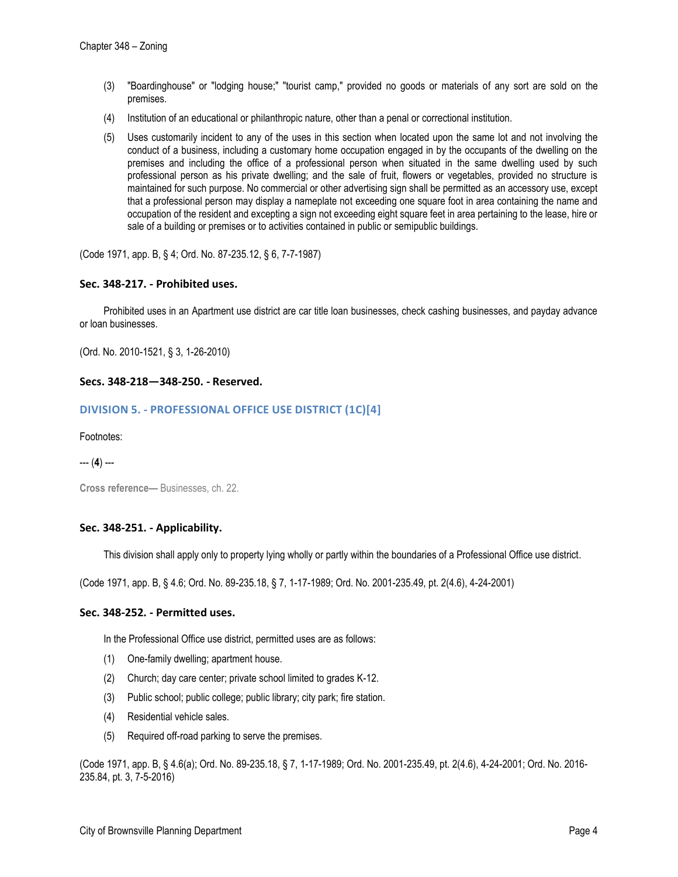(3) "Boardinghouse" or "lodging house;" "tourist camp," provided no goods or materials of any sort are sold on the premises.

(4) Institution of an educational or philanthropic nature, other than a penal or correctional institution.

(5) Uses customarily incident to any of the uses in this section when located upon the same lot and not involving the conduct of a business, including a customary home occupation engaged in by the occupants of the dwelling on the premises and including the office of a professional person when situated in the same dwelling used by such professional person as his private dwelling; and the sale of fruit, flowers or vegetables, provided no structure is maintained for such purpose. No commercial or other advertising sign shall be permitted as an accessory use, except that a professional person may display a nameplate not exceeding one square foot in area containing the name and occupation of the resident and excepting a sign not exceeding eight square feet in area pertaining to the lease, hire or sale of a building or premises or to activities contained in public or semipublic buildings.

(Code 1971, app. B, § 4; Ord. No. 87-235.12, § 6, 7-7-1987)

### Sec. 348-217. - Prohibited uses.

Prohibited uses in an Apartment use district are car title loan businesses, check cashing businesses, and payday advance or loan businesses.

(Ord. No. 2010-1521, § 3, 1-26-2010)

### Secs. 348-218—348-250. - Reserved.

## DIVISION 5. - PROFESSIONAL OFFICE USE DISTRICT (1C)[4]

Footnotes:

--- (**4**) ---

**Cross reference—** Businesses, ch. 22.

### Sec. 348-251. - Applicability.

This division shall apply only to property lying wholly or partly within the boundaries of a Professional Office use district.

(Code 1971, app. B, § 4.6; Ord. No. 89-235.18, § 7, 1-17-1989; Ord. No. 2001-235.49, pt. 2(4.6), 4-24-2001)

### Sec. 348-252. - Permitted uses.

In the Professional Office use district, permitted uses are as follows:

(1) One-family dwelling; apartment house.

(2) Church; day care center; private school limited to grades K-12.

(3) Public school; public college; public library; city park; fire station.

(4) Residential vehicle sales.

(5) Required off-road parking to serve the premises.

(Code 1971, app. B, § 4.6(a); Ord. No. 89-235.18, § 7, 1-17-1989; Ord. No. 2001-235.49, pt. 2(4.6), 4-24-2001; Ord. No. 2016-235.84, pt. 3, 7-5-2016)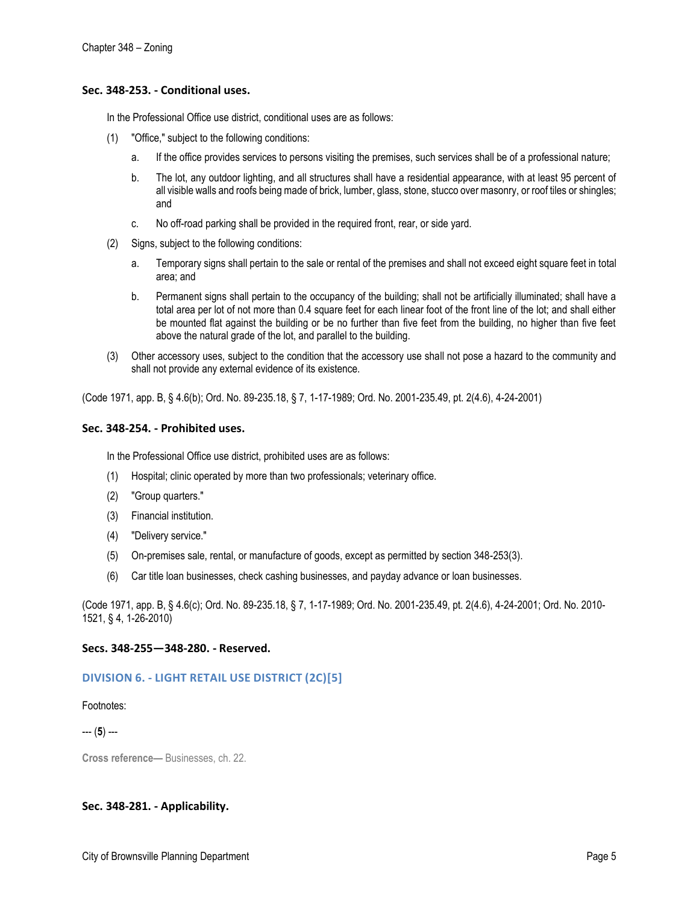### Sec. 348-253. - Conditional uses.

In the Professional Office use district, conditional uses are as follows:

(1) "Office," subject to the following conditions:

   a. If the office provides services to persons visiting the premises, such services shall be of a professional nature;

   b. The lot, any outdoor lighting, and all structures shall have a residential appearance, with at least 95 percent of all visible walls and roofs being made of brick, lumber, glass, stone, stucco over masonry, or roof tiles or shingles; and

   c. No off-road parking shall be provided in the required front, rear, or side yard.

(2) Signs, subject to the following conditions:

   a. Temporary signs shall pertain to the sale or rental of the premises and shall not exceed eight square feet in total area; and

   b. Permanent signs shall pertain to the occupancy of the building; shall not be artificially illuminated; shall have a total area per lot of not more than 0.4 square feet for each linear foot of the front line of the lot; and shall either be mounted flat against the building or be no further than five feet from the building, no higher than five feet above the natural grade of the lot, and parallel to the building.

(3) Other accessory uses, subject to the condition that the accessory use shall not pose a hazard to the community and shall not provide any external evidence of its existence.

(Code 1971, app. B, § 4.6(b); Ord. No. 89-235.18, § 7, 1-17-1989; Ord. No. 2001-235.49, pt. 2(4.6), 4-24-2001)

### Sec. 348-254. - Prohibited uses.

In the Professional Office use district, prohibited uses are as follows:

(1) Hospital; clinic operated by more than two professionals; veterinary office.

(2) "Group quarters."

(3) Financial institution.

(4) "Delivery service."

(5) On-premises sale, rental, or manufacture of goods, except as permitted by section 348-253(3).

(6) Car title loan businesses, check cashing businesses, and payday advance or loan businesses.

(Code 1971, app. B, § 4.6(c); Ord. No. 89-235.18, § 7, 1-17-1989; Ord. No. 2001-235.49, pt. 2(4.6), 4-24-2001; Ord. No. 2010-1521, § 4, 1-26-2010)

### Secs. 348-255—348-280. - Reserved.

## DIVISION 6. - LIGHT RETAIL USE DISTRICT (2C)[5]

Footnotes:

--- (**5**) ---

**Cross reference—** Businesses, ch. 22.

### Sec. 348-281. - Applicability.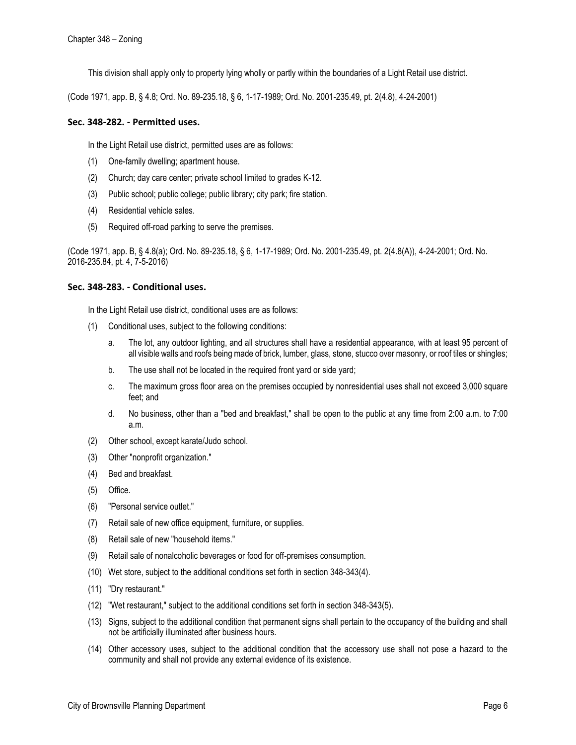This division shall apply only to property lying wholly or partly within the boundaries of a Light Retail use district.

(Code 1971, app. B, § 4.8; Ord. No. 89-235.18, § 6, 1-17-1989; Ord. No. 2001-235.49, pt. 2(4.8), 4-24-2001)

### Sec. 348-282. - Permitted uses.

In the Light Retail use district, permitted uses are as follows:

(1) One-family dwelling; apartment house.

(2) Church; day care center; private school limited to grades K-12.

(3) Public school; public college; public library; city park; fire station.

(4) Residential vehicle sales.

(5) Required off-road parking to serve the premises.

(Code 1971, app. B, § 4.8(a); Ord. No. 89-235.18, § 6, 1-17-1989; Ord. No. 2001-235.49, pt. 2(4.8(A)), 4-24-2001; Ord. No. 2016-235.84, pt. 4, 7-5-2016)

### Sec. 348-283. - Conditional uses.

In the Light Retail use district, conditional uses are as follows:

(1) Conditional uses, subject to the following conditions:

  a. The lot, any outdoor lighting, and all structures shall have a residential appearance, with at least 95 percent of all visible walls and roofs being made of brick, lumber, glass, stone, stucco over masonry, or roof tiles or shingles;

  b. The use shall not be located in the required front yard or side yard;

  c. The maximum gross floor area on the premises occupied by nonresidential uses shall not exceed 3,000 square feet; and

  d. No business, other than a "bed and breakfast," shall be open to the public at any time from 2:00 a.m. to 7:00 a.m.

(2) Other school, except karate/Judo school.

(3) Other "nonprofit organization."

(4) Bed and breakfast.

(5) Office.

(6) "Personal service outlet."

(7) Retail sale of new office equipment, furniture, or supplies.

(8) Retail sale of new "household items."

(9) Retail sale of nonalcoholic beverages or food for off-premises consumption.

(10) Wet store, subject to the additional conditions set forth in section 348-343(4).

(11) "Dry restaurant."

(12) "Wet restaurant," subject to the additional conditions set forth in section 348-343(5).

(13) Signs, subject to the additional condition that permanent signs shall pertain to the occupancy of the building and shall not be artificially illuminated after business hours.

(14) Other accessory uses, subject to the additional condition that the accessory use shall not pose a hazard to the community and shall not provide any external evidence of its existence.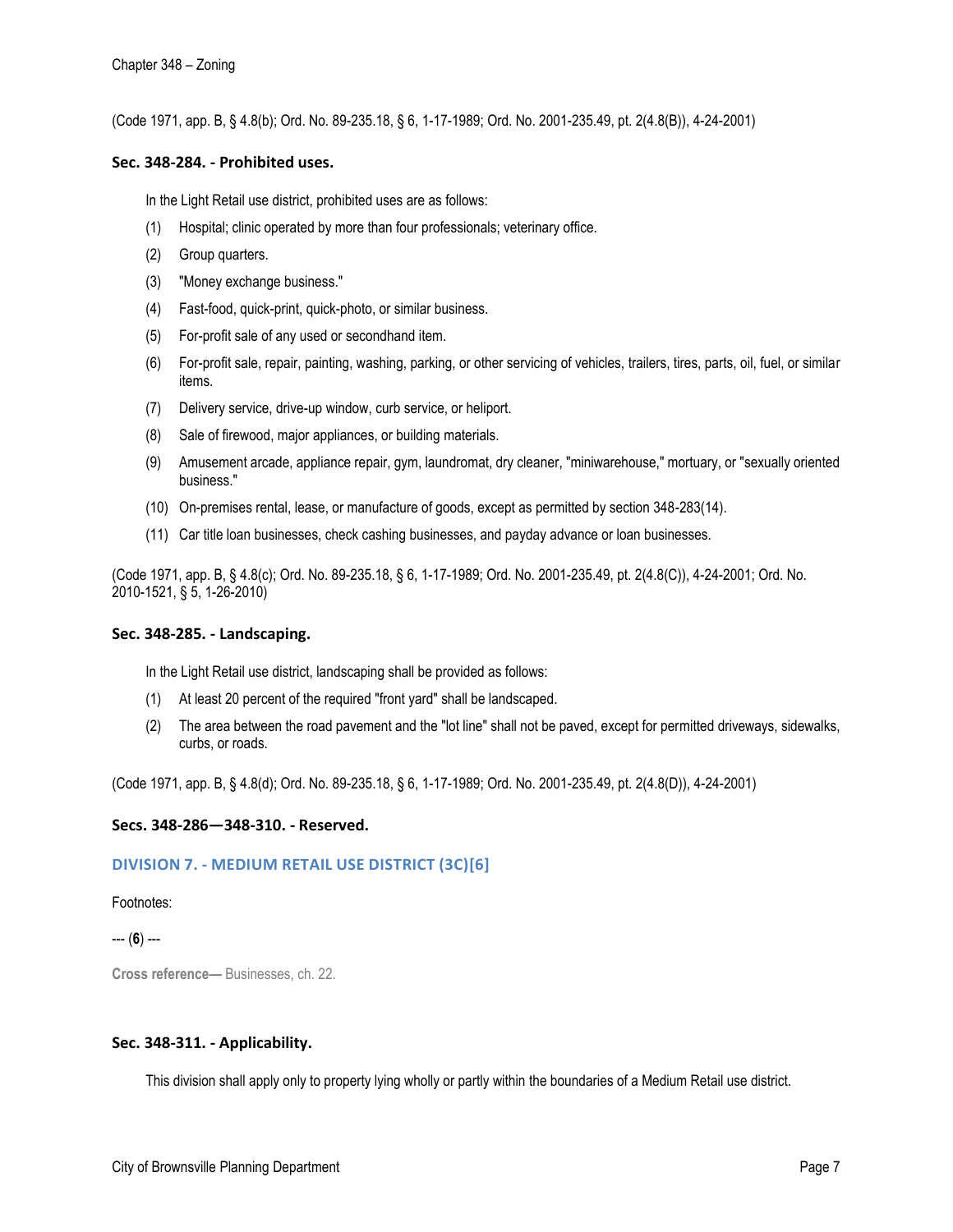(Code 1971, app. B, § 4.8(b); Ord. No. 89-235.18, § 6, 1-17-1989; Ord. No. 2001-235.49, pt. 2(4.8(B)), 4-24-2001)

### Sec. 348-284. - Prohibited uses.

In the Light Retail use district, prohibited uses are as follows:

(1) Hospital; clinic operated by more than four professionals; veterinary office.

(2) Group quarters.

(3) "Money exchange business."

(4) Fast-food, quick-print, quick-photo, or similar business.

(5) For-profit sale of any used or secondhand item.

(6) For-profit sale, repair, painting, washing, parking, or other servicing of vehicles, trailers, tires, parts, oil, fuel, or similar items.

(7) Delivery service, drive-up window, curb service, or heliport.

(8) Sale of firewood, major appliances, or building materials.

(9) Amusement arcade, appliance repair, gym, laundromat, dry cleaner, "miniwarehouse," mortuary, or "sexually oriented business."

(10) On-premises rental, lease, or manufacture of goods, except as permitted by section 348-283(14).

(11) Car title loan businesses, check cashing businesses, and payday advance or loan businesses.

(Code 1971, app. B, § 4.8(c); Ord. No. 89-235.18, § 6, 1-17-1989; Ord. No. 2001-235.49, pt. 2(4.8(C)), 4-24-2001; Ord. No. 2010-1521, § 5, 1-26-2010)

### Sec. 348-285. - Landscaping.

In the Light Retail use district, landscaping shall be provided as follows:

(1) At least 20 percent of the required "front yard" shall be landscaped.

(2) The area between the road pavement and the "lot line" shall not be paved, except for permitted driveways, sidewalks, curbs, or roads.

(Code 1971, app. B, § 4.8(d); Ord. No. 89-235.18, § 6, 1-17-1989; Ord. No. 2001-235.49, pt. 2(4.8(D)), 4-24-2001)

### Secs. 348-286—348-310. - Reserved.

## DIVISION 7. - MEDIUM RETAIL USE DISTRICT (3C)[6]

Footnotes:

--- (**6**) ---

**Cross reference—** Businesses, ch. 22.

### Sec. 348-311. - Applicability.

This division shall apply only to property lying wholly or partly within the boundaries of a Medium Retail use district.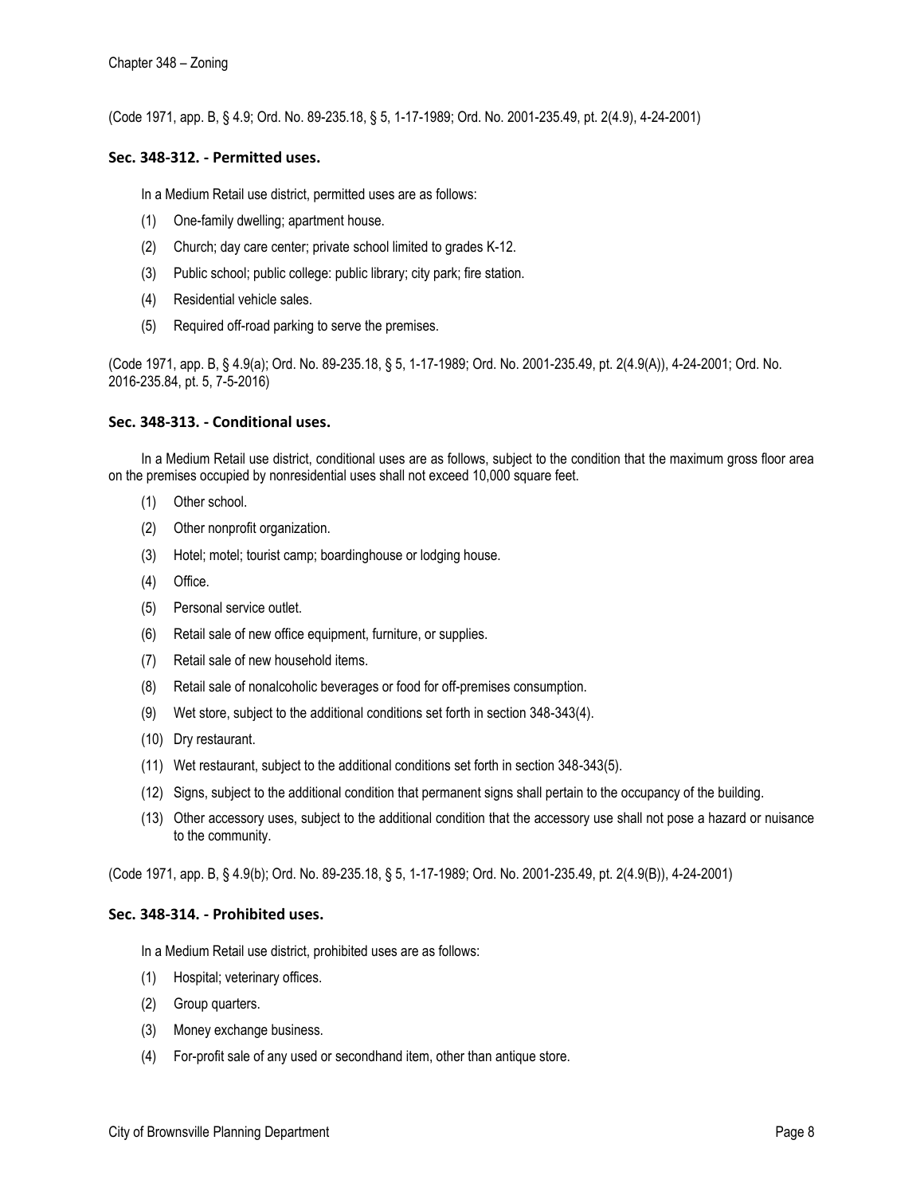(Code 1971, app. B, § 4.9; Ord. No. 89-235.18, § 5, 1-17-1989; Ord. No. 2001-235.49, pt. 2(4.9), 4-24-2001)

### Sec. 348-312. - Permitted uses.

In a Medium Retail use district, permitted uses are as follows:

(1) One-family dwelling; apartment house.

(2) Church; day care center; private school limited to grades K-12.

(3) Public school; public college: public library; city park; fire station.

(4) Residential vehicle sales.

(5) Required off-road parking to serve the premises.

(Code 1971, app. B, § 4.9(a); Ord. No. 89-235.18, § 5, 1-17-1989; Ord. No. 2001-235.49, pt. 2(4.9(A)), 4-24-2001; Ord. No. 2016-235.84, pt. 5, 7-5-2016)

### Sec. 348-313. - Conditional uses.

In a Medium Retail use district, conditional uses are as follows, subject to the condition that the maximum gross floor area on the premises occupied by nonresidential uses shall not exceed 10,000 square feet.

(1) Other school.

(2) Other nonprofit organization.

(3) Hotel; motel; tourist camp; boardinghouse or lodging house.

(4) Office.

(5) Personal service outlet.

(6) Retail sale of new office equipment, furniture, or supplies.

(7) Retail sale of new household items.

(8) Retail sale of nonalcoholic beverages or food for off-premises consumption.

(9) Wet store, subject to the additional conditions set forth in section 348-343(4).

(10) Dry restaurant.

(11) Wet restaurant, subject to the additional conditions set forth in section 348-343(5).

(12) Signs, subject to the additional condition that permanent signs shall pertain to the occupancy of the building.

(13) Other accessory uses, subject to the additional condition that the accessory use shall not pose a hazard or nuisance to the community.

(Code 1971, app. B, § 4.9(b); Ord. No. 89-235.18, § 5, 1-17-1989; Ord. No. 2001-235.49, pt. 2(4.9(B)), 4-24-2001)

### Sec. 348-314. - Prohibited uses.

In a Medium Retail use district, prohibited uses are as follows:

(1) Hospital; veterinary offices.

(2) Group quarters.

(3) Money exchange business.

(4) For-profit sale of any used or secondhand item, other than antique store.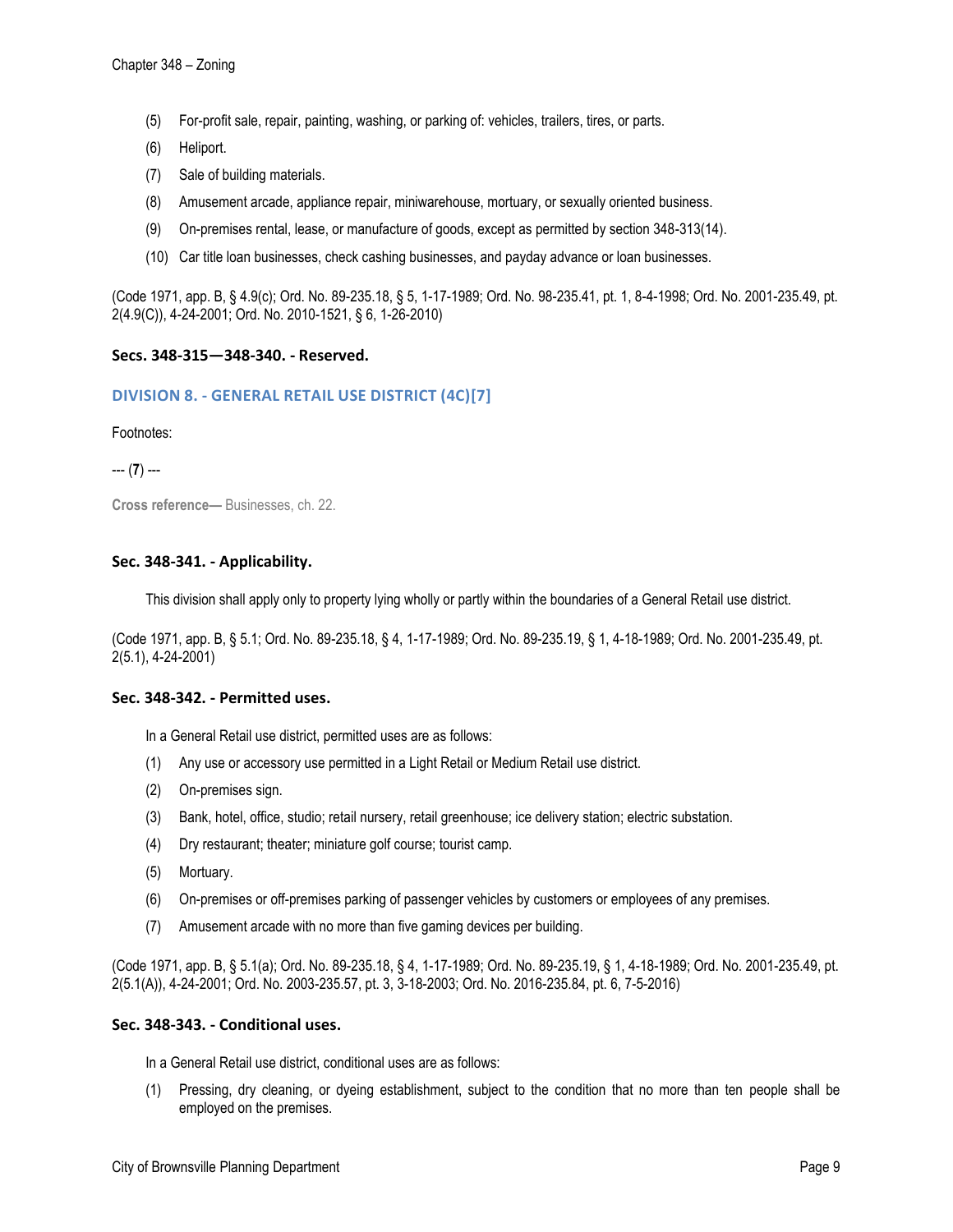(5) For-profit sale, repair, painting, washing, or parking of: vehicles, trailers, tires, or parts.

(6) Heliport.

(7) Sale of building materials.

(8) Amusement arcade, appliance repair, miniwarehouse, mortuary, or sexually oriented business.

(9) On-premises rental, lease, or manufacture of goods, except as permitted by section 348-313(14).

(10) Car title loan businesses, check cashing businesses, and payday advance or loan businesses.

(Code 1971, app. B, § 4.9(c); Ord. No. 89-235.18, § 5, 1-17-1989; Ord. No. 98-235.41, pt. 1, 8-4-1998; Ord. No. 2001-235.49, pt. 2(4.9(C)), 4-24-2001; Ord. No. 2010-1521, § 6, 1-26-2010)

### Secs. 348-315—348-340. - Reserved.

## DIVISION 8. - GENERAL RETAIL USE DISTRICT (4C)[7]

Footnotes:

--- (**7**) ---

**Cross reference—** Businesses, ch. 22.

### Sec. 348-341. - Applicability.

This division shall apply only to property lying wholly or partly within the boundaries of a General Retail use district.

(Code 1971, app. B, § 5.1; Ord. No. 89-235.18, § 4, 1-17-1989; Ord. No. 89-235.19, § 1, 4-18-1989; Ord. No. 2001-235.49, pt. 2(5.1), 4-24-2001)

### Sec. 348-342. - Permitted uses.

In a General Retail use district, permitted uses are as follows:

(1) Any use or accessory use permitted in a Light Retail or Medium Retail use district.

(2) On-premises sign.

(3) Bank, hotel, office, studio; retail nursery, retail greenhouse; ice delivery station; electric substation.

(4) Dry restaurant; theater; miniature golf course; tourist camp.

(5) Mortuary.

(6) On-premises or off-premises parking of passenger vehicles by customers or employees of any premises.

(7) Amusement arcade with no more than five gaming devices per building.

(Code 1971, app. B, § 5.1(a); Ord. No. 89-235.18, § 4, 1-17-1989; Ord. No. 89-235.19, § 1, 4-18-1989; Ord. No. 2001-235.49, pt. 2(5.1(A)), 4-24-2001; Ord. No. 2003-235.57, pt. 3, 3-18-2003; Ord. No. 2016-235.84, pt. 6, 7-5-2016)

### Sec. 348-343. - Conditional uses.

In a General Retail use district, conditional uses are as follows:

(1) Pressing, dry cleaning, or dyeing establishment, subject to the condition that no more than ten people shall be employed on the premises.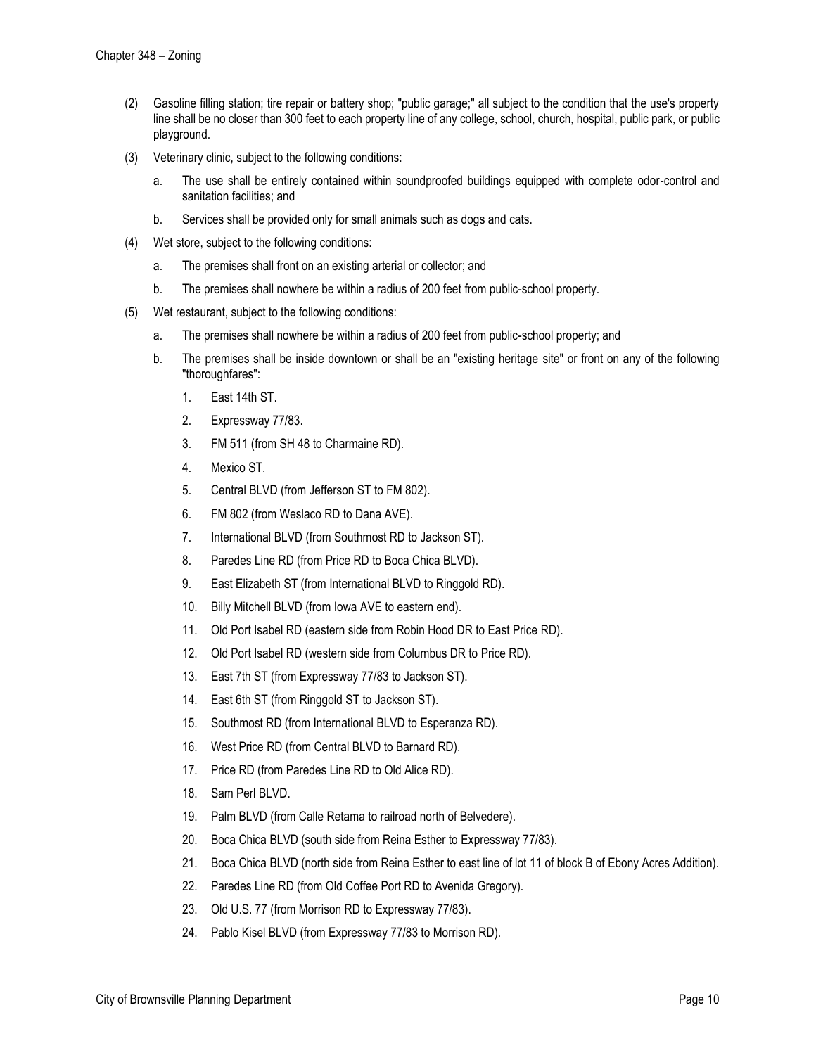(2) Gasoline filling station; tire repair or battery shop; "public garage;" all subject to the condition that the use's property line shall be no closer than 300 feet to each property line of any college, school, church, hospital, public park, or public playground.

(3) Veterinary clinic, subject to the following conditions:

  a. The use shall be entirely contained within soundproofed buildings equipped with complete odor-control and sanitation facilities; and

  b. Services shall be provided only for small animals such as dogs and cats.

(4) Wet store, subject to the following conditions:

  a. The premises shall front on an existing arterial or collector; and

  b. The premises shall nowhere be within a radius of 200 feet from public-school property.

(5) Wet restaurant, subject to the following conditions:

  a. The premises shall nowhere be within a radius of 200 feet from public-school property; and

  b. The premises shall be inside downtown or shall be an "existing heritage site" or front on any of the following "thoroughfares":

    1. East 14th ST.
    2. Expressway 77/83.
    3. FM 511 (from SH 48 to Charmaine RD).
    4. Mexico ST.
    5. Central BLVD (from Jefferson ST to FM 802).
    6. FM 802 (from Weslaco RD to Dana AVE).
    7. International BLVD (from Southmost RD to Jackson ST).
    8. Paredes Line RD (from Price RD to Boca Chica BLVD).
    9. East Elizabeth ST (from International BLVD to Ringgold RD).
    10. Billy Mitchell BLVD (from Iowa AVE to eastern end).
    11. Old Port Isabel RD (eastern side from Robin Hood DR to East Price RD).
    12. Old Port Isabel RD (western side from Columbus DR to Price RD).
    13. East 7th ST (from Expressway 77/83 to Jackson ST).
    14. East 6th ST (from Ringgold ST to Jackson ST).
    15. Southmost RD (from International BLVD to Esperanza RD).
    16. West Price RD (from Central BLVD to Barnard RD).
    17. Price RD (from Paredes Line RD to Old Alice RD).
    18. Sam Perl BLVD.
    19. Palm BLVD (from Calle Retama to railroad north of Belvedere).
    20. Boca Chica BLVD (south side from Reina Esther to Expressway 77/83).
    21. Boca Chica BLVD (north side from Reina Esther to east line of lot 11 of block B of Ebony Acres Addition).
    22. Paredes Line RD (from Old Coffee Port RD to Avenida Gregory).
    23. Old U.S. 77 (from Morrison RD to Expressway 77/83).
    24. Pablo Kisel BLVD (from Expressway 77/83 to Morrison RD).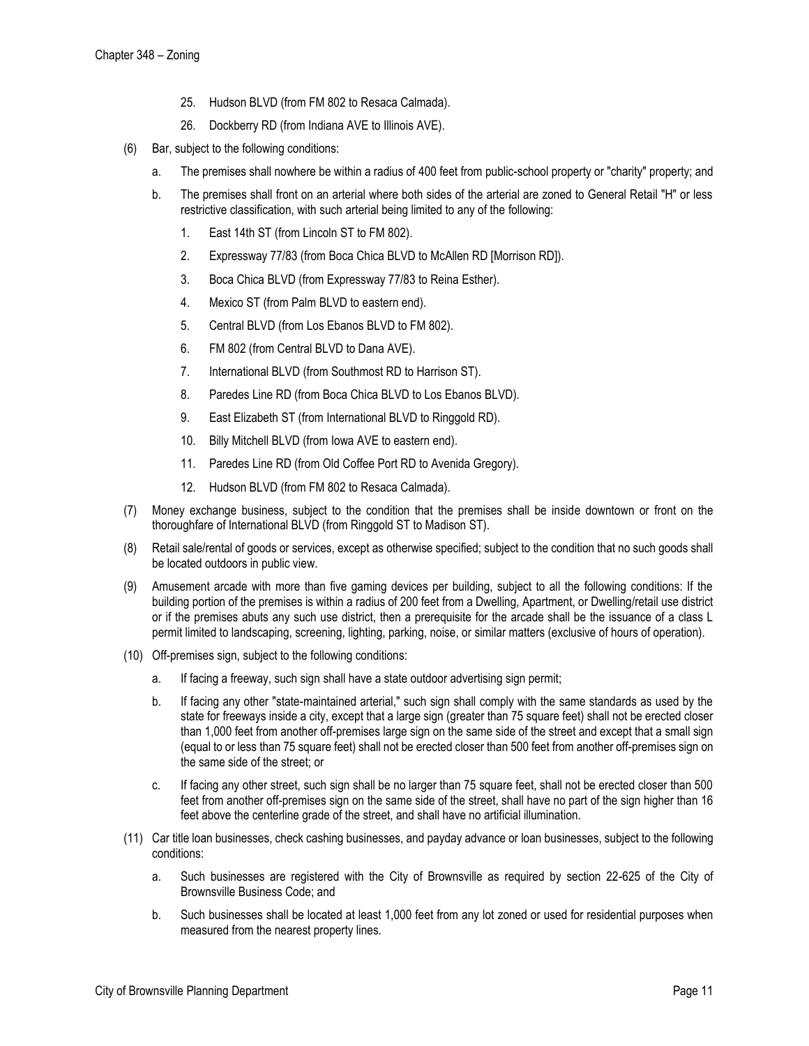25. Hudson BLVD (from FM 802 to Resaca Calmada).
26. Dockberry RD (from Indiana AVE to Illinois AVE).

(6) Bar, subject to the following conditions:

a. The premises shall nowhere be within a radius of 400 feet from public-school property or "charity" property; and

b. The premises shall front on an arterial where both sides of the arterial are zoned to General Retail "H" or less restrictive classification, with such arterial being limited to any of the following:

1. East 14th ST (from Lincoln ST to FM 802).
2. Expressway 77/83 (from Boca Chica BLVD to McAllen RD [Morrison RD]).
3. Boca Chica BLVD (from Expressway 77/83 to Reina Esther).
4. Mexico ST (from Palm BLVD to eastern end).
5. Central BLVD (from Los Ebanos BLVD to FM 802).
6. FM 802 (from Central BLVD to Dana AVE).
7. International BLVD (from Southmost RD to Harrison ST).
8. Paredes Line RD (from Boca Chica BLVD to Los Ebanos BLVD).
9. East Elizabeth ST (from International BLVD to Ringgold RD).
10. Billy Mitchell BLVD (from Iowa AVE to eastern end).
11. Paredes Line RD (from Old Coffee Port RD to Avenida Gregory).
12. Hudson BLVD (from FM 802 to Resaca Calmada).

(7) Money exchange business, subject to the condition that the premises shall be inside downtown or front on the thoroughfare of International BLVD (from Ringgold ST to Madison ST).

(8) Retail sale/rental of goods or services, except as otherwise specified; subject to the condition that no such goods shall be located outdoors in public view.

(9) Amusement arcade with more than five gaming devices per building, subject to all the following conditions: If the building portion of the premises is within a radius of 200 feet from a Dwelling, Apartment, or Dwelling/retail use district or if the premises abuts any such use district, then a prerequisite for the arcade shall be the issuance of a class L permit limited to landscaping, screening, lighting, parking, noise, or similar matters (exclusive of hours of operation).

(10) Off-premises sign, subject to the following conditions:

a. If facing a freeway, such sign shall have a state outdoor advertising sign permit;

b. If facing any other "state-maintained arterial," such sign shall comply with the same standards as used by the state for freeways inside a city, except that a large sign (greater than 75 square feet) shall not be erected closer than 1,000 feet from another off-premises large sign on the same side of the street and except that a small sign (equal to or less than 75 square feet) shall not be erected closer than 500 feet from another off-premises sign on the same side of the street; or

c. If facing any other street, such sign shall be no larger than 75 square feet, shall not be erected closer than 500 feet from another off-premises sign on the same side of the street, shall have no part of the sign higher than 16 feet above the centerline grade of the street, and shall have no artificial illumination.

(11) Car title loan businesses, check cashing businesses, and payday advance or loan businesses, subject to the following conditions:

a. Such businesses are registered with the City of Brownsville as required by section 22-625 of the City of Brownsville Business Code; and

b. Such businesses shall be located at least 1,000 feet from any lot zoned or used for residential purposes when measured from the nearest property lines.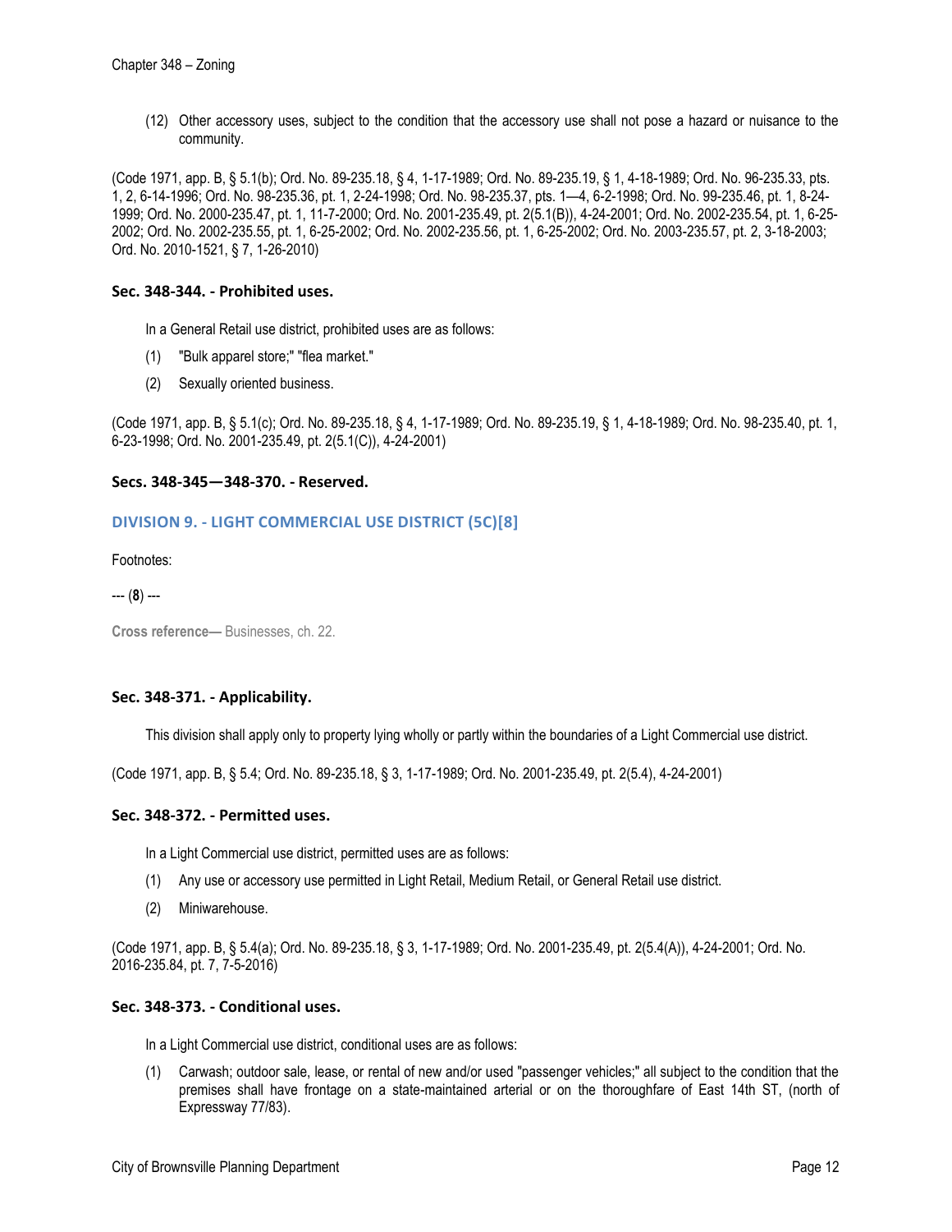(12) Other accessory uses, subject to the condition that the accessory use shall not pose a hazard or nuisance to the community.

(Code 1971, app. B, § 5.1(b); Ord. No. 89-235.18, § 4, 1-17-1989; Ord. No. 89-235.19, § 1, 4-18-1989; Ord. No. 96-235.33, pts. 1, 2, 6-14-1996; Ord. No. 98-235.36, pt. 1, 2-24-1998; Ord. No. 98-235.37, pts. 1—4, 6-2-1998; Ord. No. 99-235.46, pt. 1, 8-24-1999; Ord. No. 2000-235.47, pt. 1, 11-7-2000; Ord. No. 2001-235.49, pt. 2(5.1(B)), 4-24-2001; Ord. No. 2002-235.54, pt. 1, 6-25-2002; Ord. No. 2002-235.55, pt. 1, 6-25-2002; Ord. No. 2002-235.56, pt. 1, 6-25-2002; Ord. No. 2003-235.57, pt. 2, 3-18-2003; Ord. No. 2010-1521, § 7, 1-26-2010)

### Sec. 348-344. - Prohibited uses.

In a General Retail use district, prohibited uses are as follows:

(1) "Bulk apparel store;" "flea market."

(2) Sexually oriented business.

(Code 1971, app. B, § 5.1(c); Ord. No. 89-235.18, § 4, 1-17-1989; Ord. No. 89-235.19, § 1, 4-18-1989; Ord. No. 98-235.40, pt. 1, 6-23-1998; Ord. No. 2001-235.49, pt. 2(5.1(C)), 4-24-2001)

### Secs. 348-345—348-370. - Reserved.

## DIVISION 9. - LIGHT COMMERCIAL USE DISTRICT (5C)[8]

Footnotes:

--- (**8**) ---

**Cross reference—** Businesses, ch. 22.

### Sec. 348-371. - Applicability.

This division shall apply only to property lying wholly or partly within the boundaries of a Light Commercial use district.

(Code 1971, app. B, § 5.4; Ord. No. 89-235.18, § 3, 1-17-1989; Ord. No. 2001-235.49, pt. 2(5.4), 4-24-2001)

### Sec. 348-372. - Permitted uses.

In a Light Commercial use district, permitted uses are as follows:

(1) Any use or accessory use permitted in Light Retail, Medium Retail, or General Retail use district.

(2) Miniwarehouse.

(Code 1971, app. B, § 5.4(a); Ord. No. 89-235.18, § 3, 1-17-1989; Ord. No. 2001-235.49, pt. 2(5.4(A)), 4-24-2001; Ord. No. 2016-235.84, pt. 7, 7-5-2016)

### Sec. 348-373. - Conditional uses.

In a Light Commercial use district, conditional uses are as follows:

(1) Carwash; outdoor sale, lease, or rental of new and/or used "passenger vehicles;" all subject to the condition that the premises shall have frontage on a state-maintained arterial or on the thoroughfare of East 14th ST, (north of Expressway 77/83).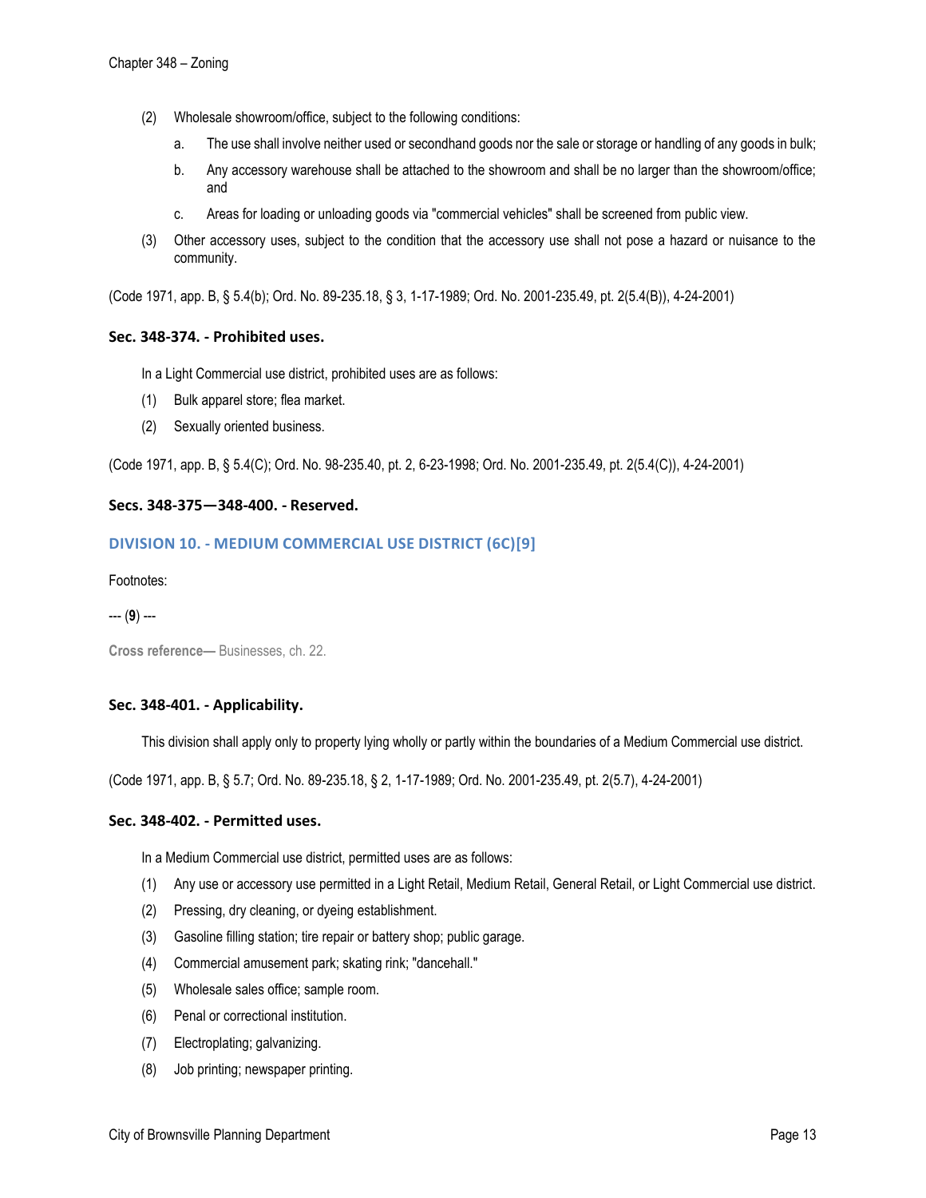(2) Wholesale showroom/office, subject to the following conditions:

   a. The use shall involve neither used or secondhand goods nor the sale or storage or handling of any goods in bulk;

   b. Any accessory warehouse shall be attached to the showroom and shall be no larger than the showroom/office; and

   c. Areas for loading or unloading goods via "commercial vehicles" shall be screened from public view.

(3) Other accessory uses, subject to the condition that the accessory use shall not pose a hazard or nuisance to the community.

(Code 1971, app. B, § 5.4(b); Ord. No. 89-235.18, § 3, 1-17-1989; Ord. No. 2001-235.49, pt. 2(5.4(B)), 4-24-2001)

### Sec. 348-374. - Prohibited uses.

In a Light Commercial use district, prohibited uses are as follows:

(1) Bulk apparel store; flea market.

(2) Sexually oriented business.

(Code 1971, app. B, § 5.4(C); Ord. No. 98-235.40, pt. 2, 6-23-1998; Ord. No. 2001-235.49, pt. 2(5.4(C)), 4-24-2001)

### Secs. 348-375—348-400. - Reserved.

## DIVISION 10. - MEDIUM COMMERCIAL USE DISTRICT (6C)[9]

Footnotes:

--- (**9**) ---

**Cross reference—** Businesses, ch. 22.

### Sec. 348-401. - Applicability.

This division shall apply only to property lying wholly or partly within the boundaries of a Medium Commercial use district.

(Code 1971, app. B, § 5.7; Ord. No. 89-235.18, § 2, 1-17-1989; Ord. No. 2001-235.49, pt. 2(5.7), 4-24-2001)

### Sec. 348-402. - Permitted uses.

In a Medium Commercial use district, permitted uses are as follows:

(1) Any use or accessory use permitted in a Light Retail, Medium Retail, General Retail, or Light Commercial use district.

(2) Pressing, dry cleaning, or dyeing establishment.

(3) Gasoline filling station; tire repair or battery shop; public garage.

(4) Commercial amusement park; skating rink; "dancehall."

(5) Wholesale sales office; sample room.

(6) Penal or correctional institution.

(7) Electroplating; galvanizing.

(8) Job printing; newspaper printing.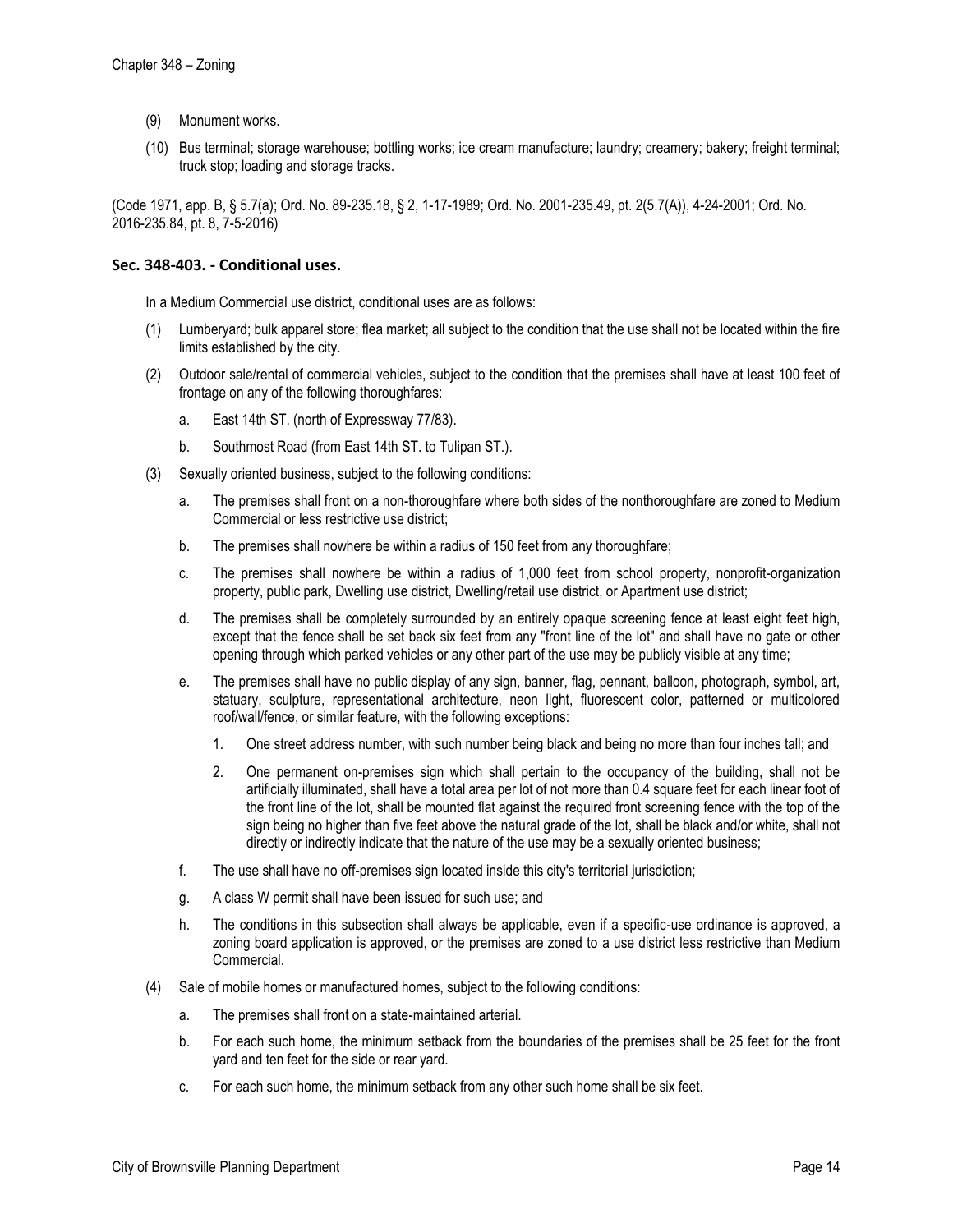(9) Monument works.

(10) Bus terminal; storage warehouse; bottling works; ice cream manufacture; laundry; creamery; bakery; freight terminal; truck stop; loading and storage tracks.

(Code 1971, app. B, § 5.7(a); Ord. No. 89-235.18, § 2, 1-17-1989; Ord. No. 2001-235.49, pt. 2(5.7(A)), 4-24-2001; Ord. No. 2016-235.84, pt. 8, 7-5-2016)

### Sec. 348-403. - Conditional uses.

In a Medium Commercial use district, conditional uses are as follows:

(1) Lumberyard; bulk apparel store; flea market; all subject to the condition that the use shall not be located within the fire limits established by the city.

(2) Outdoor sale/rental of commercial vehicles, subject to the condition that the premises shall have at least 100 feet of frontage on any of the following thoroughfares:

   a. East 14th ST. (north of Expressway 77/83).

   b. Southmost Road (from East 14th ST. to Tulipan ST.).

(3) Sexually oriented business, subject to the following conditions:

   a. The premises shall front on a non-thoroughfare where both sides of the nonthoroughfare are zoned to Medium Commercial or less restrictive use district;

   b. The premises shall nowhere be within a radius of 150 feet from any thoroughfare;

   c. The premises shall nowhere be within a radius of 1,000 feet from school property, nonprofit-organization property, public park, Dwelling use district, Dwelling/retail use district, or Apartment use district;

   d. The premises shall be completely surrounded by an entirely opaque screening fence at least eight feet high, except that the fence shall be set back six feet from any "front line of the lot" and shall have no gate or other opening through which parked vehicles or any other part of the use may be publicly visible at any time;

   e. The premises shall have no public display of any sign, banner, flag, pennant, balloon, photograph, symbol, art, statuary, sculpture, representational architecture, neon light, fluorescent color, patterned or multicolored roof/wall/fence, or similar feature, with the following exceptions:

      1. One street address number, with such number being black and being no more than four inches tall; and

      2. One permanent on-premises sign which shall pertain to the occupancy of the building, shall not be artificially illuminated, shall have a total area per lot of not more than 0.4 square feet for each linear foot of the front line of the lot, shall be mounted flat against the required front screening fence with the top of the sign being no higher than five feet above the natural grade of the lot, shall be black and/or white, shall not directly or indirectly indicate that the nature of the use may be a sexually oriented business;

   f. The use shall have no off-premises sign located inside this city's territorial jurisdiction;

   g. A class W permit shall have been issued for such use; and

   h. The conditions in this subsection shall always be applicable, even if a specific-use ordinance is approved, a zoning board application is approved, or the premises are zoned to a use district less restrictive than Medium Commercial.

(4) Sale of mobile homes or manufactured homes, subject to the following conditions:

   a. The premises shall front on a state-maintained arterial.

   b. For each such home, the minimum setback from the boundaries of the premises shall be 25 feet for the front yard and ten feet for the side or rear yard.

   c. For each such home, the minimum setback from any other such home shall be six feet.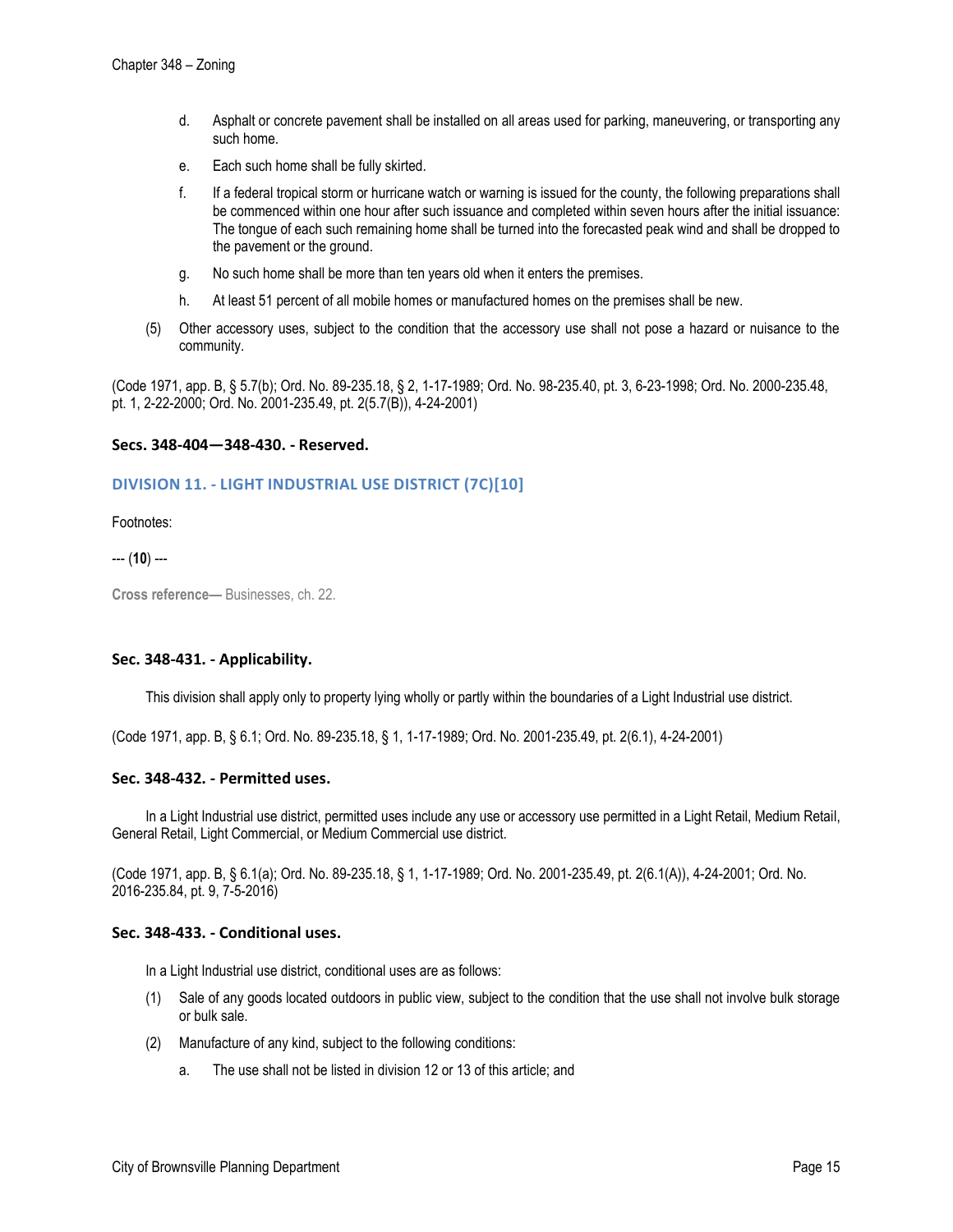d. Asphalt or concrete pavement shall be installed on all areas used for parking, maneuvering, or transporting any such home.

e. Each such home shall be fully skirted.

f. If a federal tropical storm or hurricane watch or warning is issued for the county, the following preparations shall be commenced within one hour after such issuance and completed within seven hours after the initial issuance: The tongue of each such remaining home shall be turned into the forecasted peak wind and shall be dropped to the pavement or the ground.

g. No such home shall be more than ten years old when it enters the premises.

h. At least 51 percent of all mobile homes or manufactured homes on the premises shall be new.

(5) Other accessory uses, subject to the condition that the accessory use shall not pose a hazard or nuisance to the community.

(Code 1971, app. B, § 5.7(b); Ord. No. 89-235.18, § 2, 1-17-1989; Ord. No. 98-235.40, pt. 3, 6-23-1998; Ord. No. 2000-235.48, pt. 1, 2-22-2000; Ord. No. 2001-235.49, pt. 2(5.7(B)), 4-24-2001)

### Secs. 348-404—348-430. - Reserved.

## DIVISION 11. - LIGHT INDUSTRIAL USE DISTRICT (7C)[10]

Footnotes:

--- (**10**) ---

**Cross reference—** Businesses, ch. 22.

### Sec. 348-431. - Applicability.

This division shall apply only to property lying wholly or partly within the boundaries of a Light Industrial use district.

(Code 1971, app. B, § 6.1; Ord. No. 89-235.18, § 1, 1-17-1989; Ord. No. 2001-235.49, pt. 2(6.1), 4-24-2001)

### Sec. 348-432. - Permitted uses.

In a Light Industrial use district, permitted uses include any use or accessory use permitted in a Light Retail, Medium Retail, General Retail, Light Commercial, or Medium Commercial use district.

(Code 1971, app. B, § 6.1(a); Ord. No. 89-235.18, § 1, 1-17-1989; Ord. No. 2001-235.49, pt. 2(6.1(A)), 4-24-2001; Ord. No. 2016-235.84, pt. 9, 7-5-2016)

### Sec. 348-433. - Conditional uses.

In a Light Industrial use district, conditional uses are as follows:

(1) Sale of any goods located outdoors in public view, subject to the condition that the use shall not involve bulk storage or bulk sale.

(2) Manufacture of any kind, subject to the following conditions:

a. The use shall not be listed in division 12 or 13 of this article; and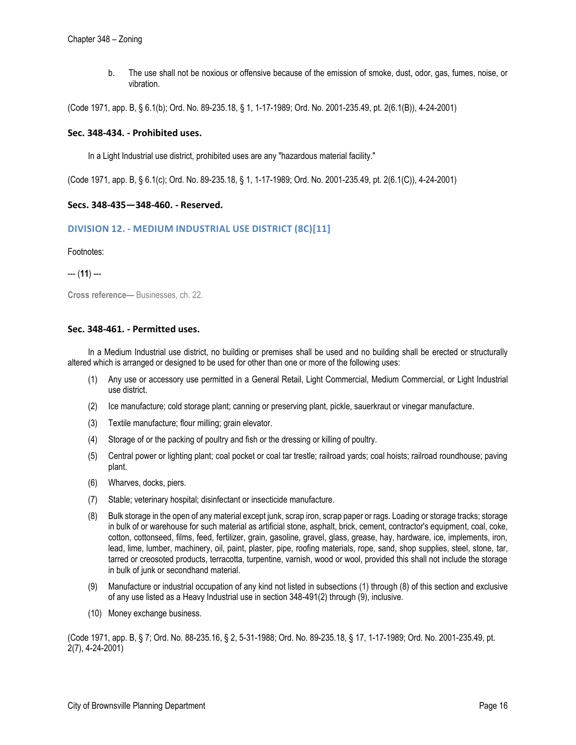b. The use shall not be noxious or offensive because of the emission of smoke, dust, odor, gas, fumes, noise, or vibration.

(Code 1971, app. B, § 6.1(b); Ord. No. 89-235.18, § 1, 1-17-1989; Ord. No. 2001-235.49, pt. 2(6.1(B)), 4-24-2001)

### Sec. 348-434. - Prohibited uses.

In a Light Industrial use district, prohibited uses are any "hazardous material facility."

(Code 1971, app. B, § 6.1(c); Ord. No. 89-235.18, § 1, 1-17-1989; Ord. No. 2001-235.49, pt. 2(6.1(C)), 4-24-2001)

### Secs. 348-435—348-460. - Reserved.

## DIVISION 12. - MEDIUM INDUSTRIAL USE DISTRICT (8C)[11]

Footnotes:

--- (**11**) ---

**Cross reference—** Businesses, ch. 22.

### Sec. 348-461. - Permitted uses.

In a Medium Industrial use district, no building or premises shall be used and no building shall be erected or structurally altered which is arranged or designed to be used for other than one or more of the following uses:

(1) Any use or accessory use permitted in a General Retail, Light Commercial, Medium Commercial, or Light Industrial use district.

(2) Ice manufacture; cold storage plant; canning or preserving plant, pickle, sauerkraut or vinegar manufacture.

(3) Textile manufacture; flour milling; grain elevator.

(4) Storage of or the packing of poultry and fish or the dressing or killing of poultry.

(5) Central power or lighting plant; coal pocket or coal tar trestle; railroad yards; coal hoists; railroad roundhouse; paving plant.

(6) Wharves, docks, piers.

(7) Stable; veterinary hospital; disinfectant or insecticide manufacture.

(8) Bulk storage in the open of any material except junk, scrap iron, scrap paper or rags. Loading or storage tracks; storage in bulk of or warehouse for such material as artificial stone, asphalt, brick, cement, contractor's equipment, coal, coke, cotton, cottonseed, films, feed, fertilizer, grain, gasoline, gravel, glass, grease, hay, hardware, ice, implements, iron, lead, lime, lumber, machinery, oil, paint, plaster, pipe, roofing materials, rope, sand, shop supplies, steel, stone, tar, tarred or creosoted products, terracotta, turpentine, varnish, wood or wool, provided this shall not include the storage in bulk of junk or secondhand material.

(9) Manufacture or industrial occupation of any kind not listed in subsections (1) through (8) of this section and exclusive of any use listed as a Heavy Industrial use in section 348-491(2) through (9), inclusive.

(10) Money exchange business.

(Code 1971, app. B, § 7; Ord. No. 88-235.16, § 2, 5-31-1988; Ord. No. 89-235.18, § 17, 1-17-1989; Ord. No. 2001-235.49, pt. 2(7), 4-24-2001)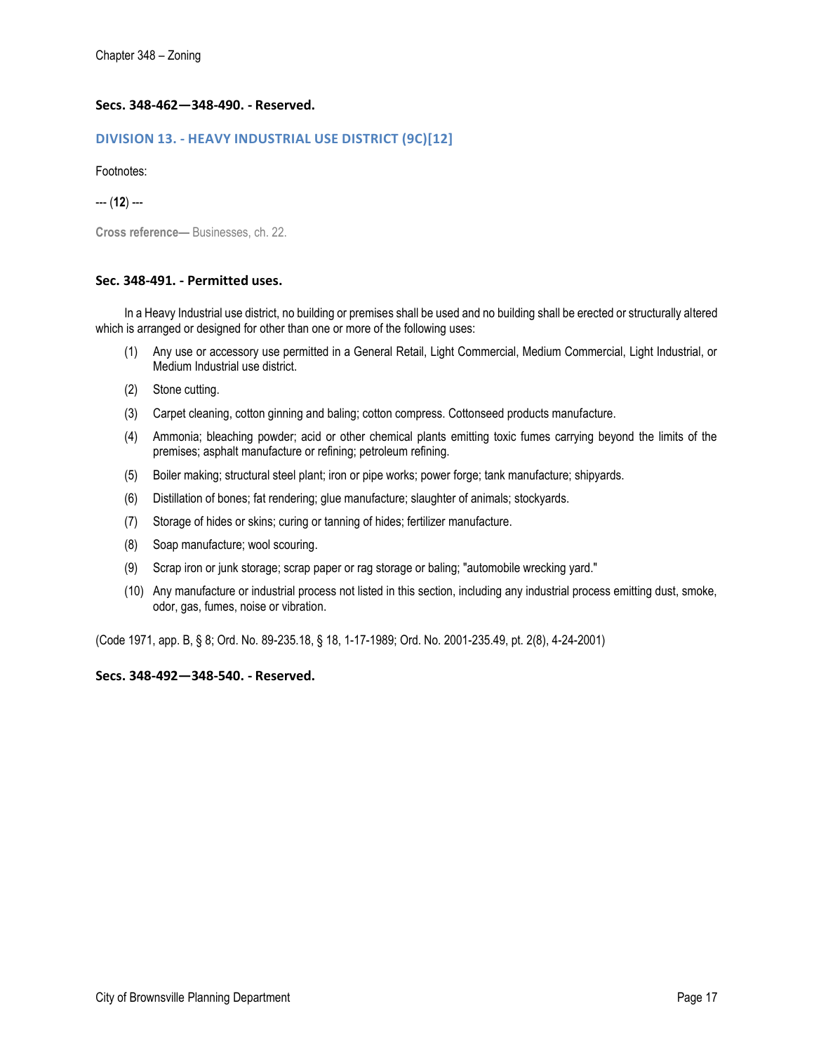### Secs. 348-462—348-490. - Reserved.

## DIVISION 13. - HEAVY INDUSTRIAL USE DISTRICT (9C)[12]

Footnotes:

--- (**12**) ---

**Cross reference—** Businesses, ch. 22.

### Sec. 348-491. - Permitted uses.

In a Heavy Industrial use district, no building or premises shall be used and no building shall be erected or structurally altered which is arranged or designed for other than one or more of the following uses:

(1) Any use or accessory use permitted in a General Retail, Light Commercial, Medium Commercial, Light Industrial, or Medium Industrial use district.

(2) Stone cutting.

(3) Carpet cleaning, cotton ginning and baling; cotton compress. Cottonseed products manufacture.

(4) Ammonia; bleaching powder; acid or other chemical plants emitting toxic fumes carrying beyond the limits of the premises; asphalt manufacture or refining; petroleum refining.

(5) Boiler making; structural steel plant; iron or pipe works; power forge; tank manufacture; shipyards.

(6) Distillation of bones; fat rendering; glue manufacture; slaughter of animals; stockyards.

(7) Storage of hides or skins; curing or tanning of hides; fertilizer manufacture.

(8) Soap manufacture; wool scouring.

(9) Scrap iron or junk storage; scrap paper or rag storage or baling; "automobile wrecking yard."

(10) Any manufacture or industrial process not listed in this section, including any industrial process emitting dust, smoke, odor, gas, fumes, noise or vibration.

(Code 1971, app. B, § 8; Ord. No. 89-235.18, § 18, 1-17-1989; Ord. No. 2001-235.49, pt. 2(8), 4-24-2001)

### Secs. 348-492—348-540. - Reserved.